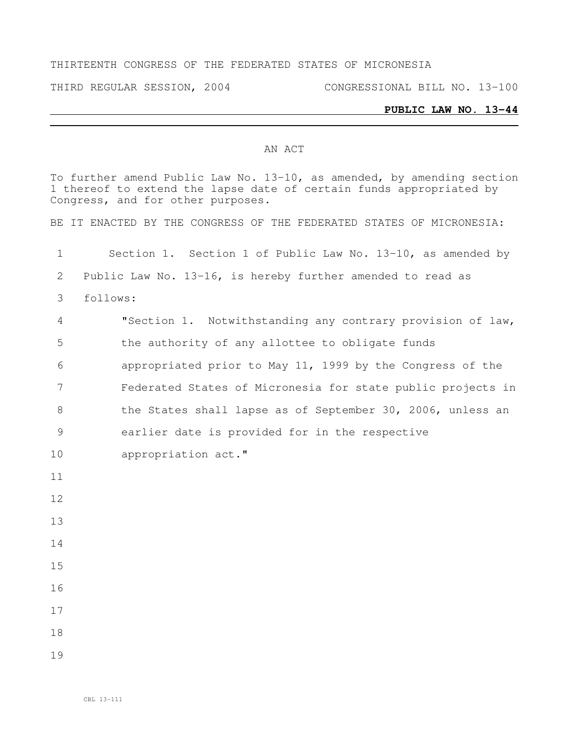THIRTEENTH CONGRESS OF THE FEDERATED STATES OF MICRONESIA

THIRD REGULAR SESSION, 2004 CONGRESSIONAL BILL NO. 13-100

**PUBLIC LAW NO. 13-44**

AN ACT

To further amend Public Law No. 13-10, as amended, by amending section 1 thereof to extend the lapse date of certain funds appropriated by Congress, and for other purposes.

BE IT ENACTED BY THE CONGRESS OF THE FEDERATED STATES OF MICRONESIA:

Section 1. Section 1 of Public Law No. 13-10, as amended by Public Law No. 13-16, is hereby further amended to read as follows:

"Section 1. Notwithstanding any contrary provision of law, the authority of any allottee to obligate funds appropriated prior to May 11, 1999 by the Congress of the Federated States of Micronesia for state public projects in the States shall lapse as of September 30, 2006, unless an earlier date is provided for in the respective appropriation act."

CBL 13-111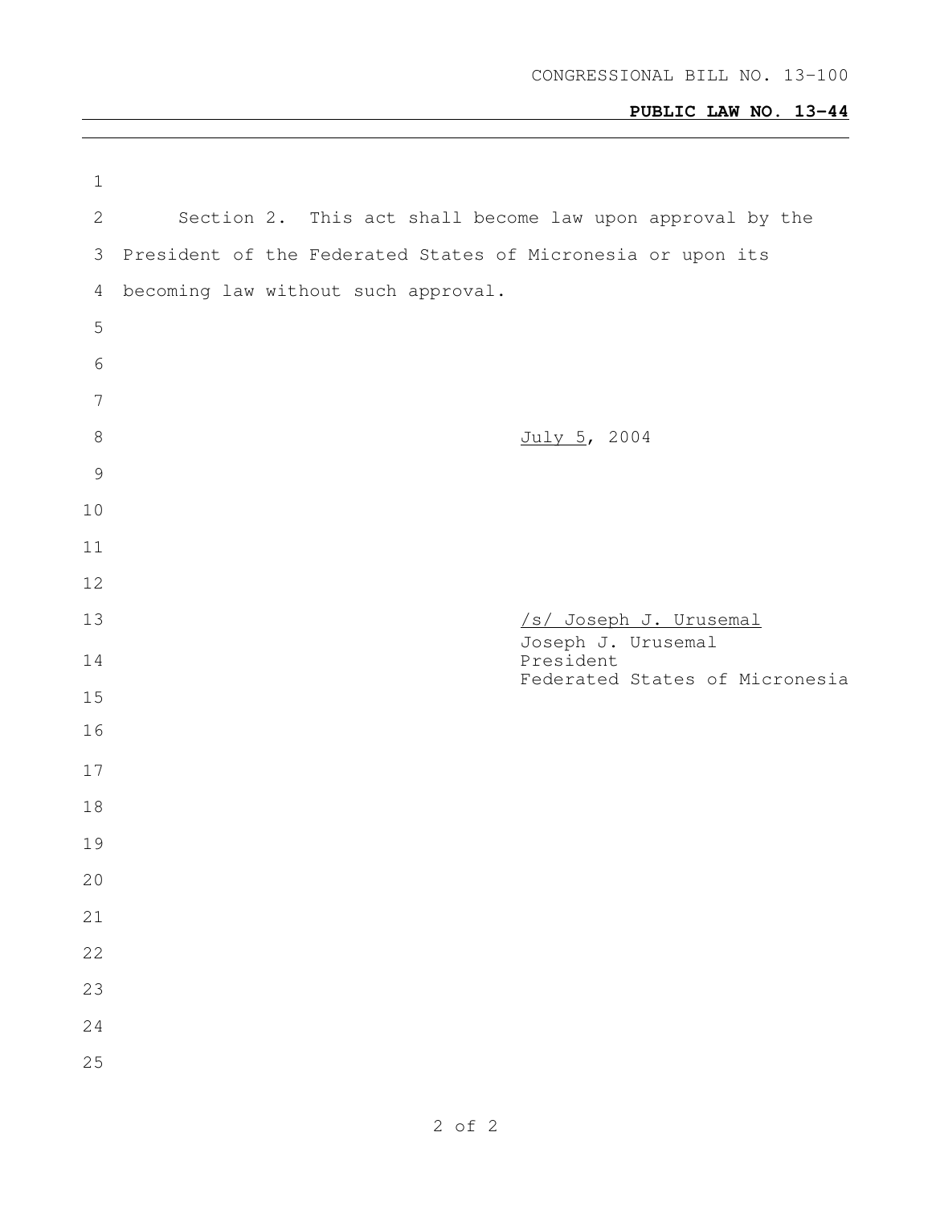CONGRESSIONAL BILL NO. 13-100

**PUBLIC LAW NO. 13-44**

Section 2. This act shall become law upon approval by the President of the Federated States of Micronesia or upon its becoming law without such approval.

July 5, 2004

/s/ Joseph J. Urusemal
Joseph J. Urusemal
President
Federated States of Micronesia